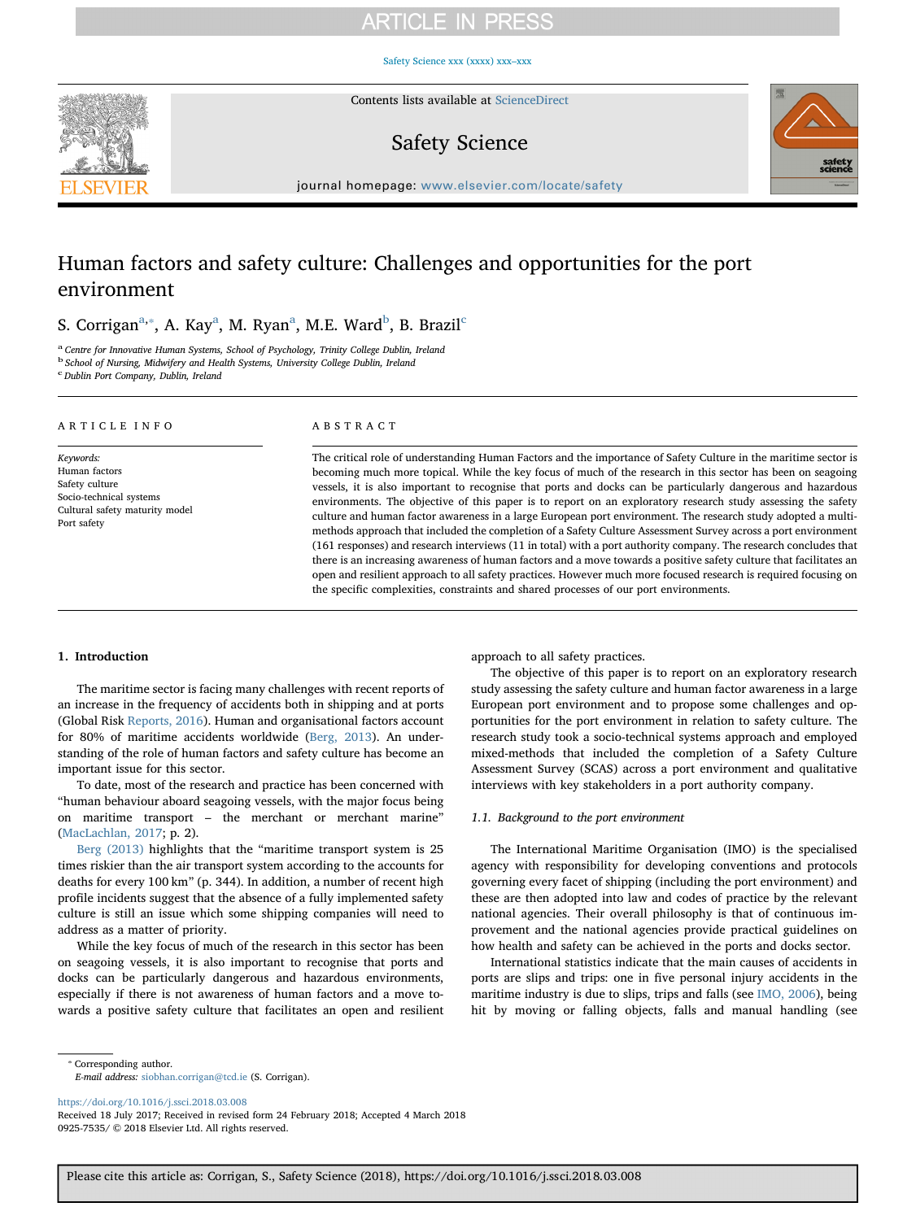# Human factors and safety culture: Challenges and opportunities for the port environment

S. Corrigan[a,*], A. Kay[a], M. Ryan[a], M.E. Ward[b], B. Brazil[c]

[a] Centre for Innovative Human Systems, School of Psychology, Trinity College Dublin, Ireland
[b] School of Nursing, Midwifery and Health Systems, University College Dublin, Ireland
[c] Dublin Port Company, Dublin, Ireland

## ARTICLE INFO

*Keywords:*
Human factors
Safety culture
Socio-technical systems
Cultural safety maturity model
Port safety

## ABSTRACT

The critical role of understanding Human Factors and the importance of Safety Culture in the maritime sector is becoming much more topical. While the key focus of much of the research in this sector has been on seagoing vessels, it is also important to recognise that ports and docks can be particularly dangerous and hazardous environments. The objective of this paper is to report on an exploratory research study assessing the safety culture and human factor awareness in a large European port environment. The research study adopted a multi-methods approach that included the completion of a Safety Culture Assessment Survey across a port environment (161 responses) and research interviews (11 in total) with a port authority company. The research concludes that there is an increasing awareness of human factors and a move towards a positive safety culture that facilitates an open and resilient approach to all safety practices. However much more focused research is required focusing on the specific complexities, constraints and shared processes of our port environments.

## 1. Introduction

The maritime sector is facing many challenges with recent reports of an increase in the frequency of accidents both in shipping and at ports (Global Risk Reports, 2016). Human and organisational factors account for 80% of maritime accidents worldwide (Berg, 2013). An understanding of the role of human factors and safety culture has become an important issue for this sector.

To date, most of the research and practice has been concerned with "human behaviour aboard seagoing vessels, with the major focus being on maritime transport – the merchant or merchant marine" (MacLachlan, 2017; p. 2).

Berg (2013) highlights that the "maritime transport system is 25 times riskier than the air transport system according to the accounts for deaths for every 100 km" (p. 344). In addition, a number of recent high profile incidents suggest that the absence of a fully implemented safety culture is still an issue which some shipping companies will need to address as a matter of priority.

While the key focus of much of the research in this sector has been on seagoing vessels, it is also important to recognise that ports and docks can be particularly dangerous and hazardous environments, especially if there is not awareness of human factors and a move towards a positive safety culture that facilitates an open and resilient approach to all safety practices.

The objective of this paper is to report on an exploratory research study assessing the safety culture and human factor awareness in a large European port environment and to propose some challenges and opportunities for the port environment in relation to safety culture. The research study took a socio-technical systems approach and employed mixed-methods that included the completion of a Safety Culture Assessment Survey (SCAS) across a port environment and qualitative interviews with key stakeholders in a port authority company.

### 1.1. Background to the port environment

The International Maritime Organisation (IMO) is the specialised agency with responsibility for developing conventions and protocols governing every facet of shipping (including the port environment) and these are then adopted into law and codes of practice by the relevant national agencies. Their overall philosophy is that of continuous improvement and the national agencies provide practical guidelines on how health and safety can be achieved in the ports and docks sector.

International statistics indicate that the main causes of accidents in ports are slips and trips: one in five personal injury accidents in the maritime industry is due to slips, trips and falls (see IMO, 2006), being hit by moving or falling objects, falls and manual handling (see

---

* Corresponding author.
*E-mail address:* siobhan.corrigan@tcd.ie (S. Corrigan).

https://doi.org/10.1016/j.ssci.2018.03.008
Received 18 July 2017; Received in revised form 24 February 2018; Accepted 4 March 2018
0925-7535/ © 2018 Elsevier Ltd. All rights reserved.

Please cite this article as: Corrigan, S., Safety Science (2018), https://doi.org/10.1016/j.ssci.2018.03.008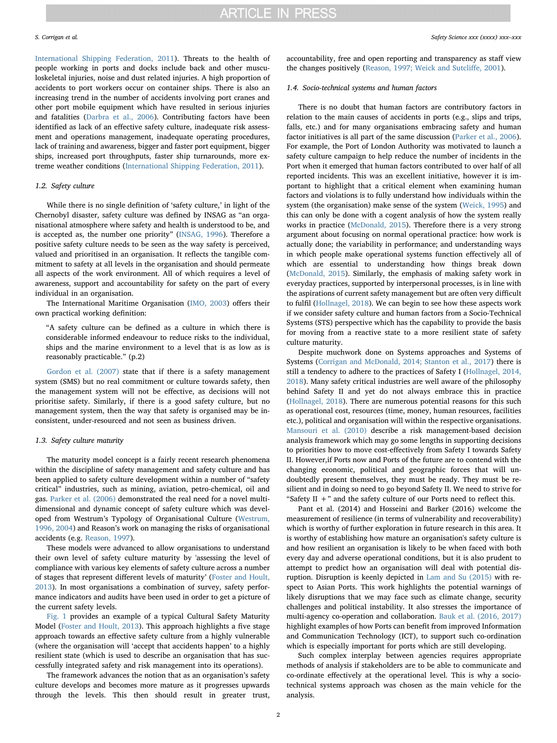International Shipping Federation, 2011). Threats to the health of people working in ports and docks include back and other musculoskeletal injuries, noise and dust related injuries. A high proportion of accidents to port workers occur on container ships. There is also an increasing trend in the number of accidents involving port cranes and other port mobile equipment which have resulted in serious injuries and fatalities (Darbra et al., 2006). Contributing factors have been identified as lack of an effective safety culture, inadequate risk assessment and operations management, inadequate operating procedures, lack of training and awareness, bigger and faster port equipment, bigger ships, increased port throughputs, faster ship turnarounds, more extreme weather conditions (International Shipping Federation, 2011).

### 1.2. Safety culture

While there is no single definition of 'safety culture,' in light of the Chernobyl disaster, safety culture was defined by INSAG as "an organisational atmosphere where safety and health is understood to be, and is accepted as, the number one priority" (INSAG, 1996). Therefore a positive safety culture needs to be seen as the way safety is perceived, valued and prioritised in an organisation. It reflects the tangible commitment to safety at all levels in the organisation and should permeate all aspects of the work environment. All of which requires a level of awareness, support and accountability for safety on the part of every individual in an organisation.

The International Maritime Organisation (IMO, 2003) offers their own practical working definition:

> "A safety culture can be defined as a culture in which there is considerable informed endeavour to reduce risks to the individual, ships and the marine environment to a level that is as low as is reasonably practicable." (p.2)

Gordon et al. (2007) state that if there is a safety management system (SMS) but no real commitment or culture towards safety, then the management system will not be effective, as decisions will not prioritise safety. Similarly, if there is a good safety culture, but no management system, then the way that safety is organised may be inconsistent, under-resourced and not seen as business driven.

### 1.3. Safety culture maturity

The maturity model concept is a fairly recent research phenomena within the discipline of safety management and safety culture and has been applied to safety culture development within a number of "safety critical" industries, such as mining, aviation, petro-chemical, oil and gas. Parker et al. (2006) demonstrated the real need for a novel multi-dimensional and dynamic concept of safety culture which was developed from Westrum's Typology of Organisational Culture (Westrum, 1996, 2004) and Reason's work on managing the risks of organisational accidents (e.g. Reason, 1997).

These models were advanced to allow organisations to understand their own level of safety culture maturity by 'assessing the level of compliance with various key elements of safety culture across a number of stages that represent different levels of maturity' (Foster and Hoult, 2013). In most organisations a combination of survey, safety performance indicators and audits have been used in order to get a picture of the current safety levels.

Fig. 1 provides an example of a typical Cultural Safety Maturity Model (Foster and Hoult, 2013). This approach highlights a five stage approach towards an effective safety culture from a highly vulnerable (where the organisation will 'accept that accidents happen' to a highly resilient state (which is used to describe an organisation that has successfully integrated safety and risk management into its operations).

The framework advances the notion that as an organisation's safety culture develops and becomes more mature as it progresses upwards through the levels. This then should result in greater trust, accountability, free and open reporting and transparency as staff view the changes positively (Reason, 1997; Weick and Sutcliffe, 2001).

### 1.4. Socio-technical systems and human factors

There is no doubt that human factors are contributory factors in relation to the main causes of accidents in ports (e.g., slips and trips, falls, etc.) and for many organisations embracing safety and human factor initiatives is all part of the same discussion (Parker et al., 2006). For example, the Port of London Authority was motivated to launch a safety culture campaign to help reduce the number of incidents in the Port when it emerged that human factors contributed to over half of all reported incidents. This was an excellent initiative, however it is important to highlight that a critical element when examining human factors and violations is to fully understand how individuals within the system (the organisation) make sense of the system (Weick, 1995) and this can only be done with a cogent analysis of how the system really works in practice (McDonald, 2015). Therefore there is a very strong argument about focusing on normal operational practice: how work is actually done; the variability in performance; and understanding ways in which people make operational systems function effectively all of which are essential to understanding how things break down (McDonald, 2015). Similarly, the emphasis of making safety work in everyday practices, supported by interpersonal processes, is in line with the aspirations of current safety management but are often very difficult to fulfil (Hollnagel, 2018). We can begin to see how these aspects work if we consider safety culture and human factors from a Socio-Technical Systems (STS) perspective which has the capability to provide the basis for moving from a reactive state to a more resilient state of safety culture maturity.

Despite muchwork done on Systems approaches and Systems of Systems (Corrigan and McDonald, 2014; Stanton et al., 2017) there is still a tendency to adhere to the practices of Safety I (Hollnagel, 2014, 2018). Many safety critical industries are well aware of the philosophy behind Safety II and yet do not always embrace this in practice (Hollnagel, 2018). There are numerous potential reasons for this such as operational cost, resources (time, money, human resources, facilities etc.), political and organisation will within the respective organisations. Mansouri et al. (2010) describe a risk management-based decision analysis framework which may go some lengths in supporting decisions to priorities how to move cost-effectively from Safety I towards Safety II. However,if Ports now and Ports of the future are to contend with the changing economic, political and geographic forces that will undoubtedly present themselves, they must be ready. They must be resilient and in doing so need to go beyond Safety II. We need to strive for "Safety II + " and the safety culture of our Ports need to reflect this.

Pant et al. (2014) and Hosseini and Barker (2016) welcome the measurement of resilience (in terms of vulnerability and recoverability) which is worthy of further exploration in future research in this area. It is worthy of establishing how mature an organisation's safety culture is and how resilient an organisation is likely to be when faced with both every day and adverse operational conditions, but it is also prudent to attempt to predict how an organisation will deal with potential disruption. Disruption is keenly depicted in Lam and Su (2015) with respect to Asian Ports. This work highlights the potential warnings of likely disruptions that we may face such as climate change, security challenges and political instability. It also stresses the importance of multi-agency co-operation and collaboration. Bauk et al. (2016, 2017) highlight examples of how Ports can benefit from improved Information and Communication Technology (ICT), to support such co-ordination which is especially important for ports which are still developing.

Such complex interplay between agencies requires appropriate methods of analysis if stakeholders are to be able to communicate and co-ordinate effectively at the operational level. This is why a socio-technical systems approach was chosen as the main vehicle for the analysis.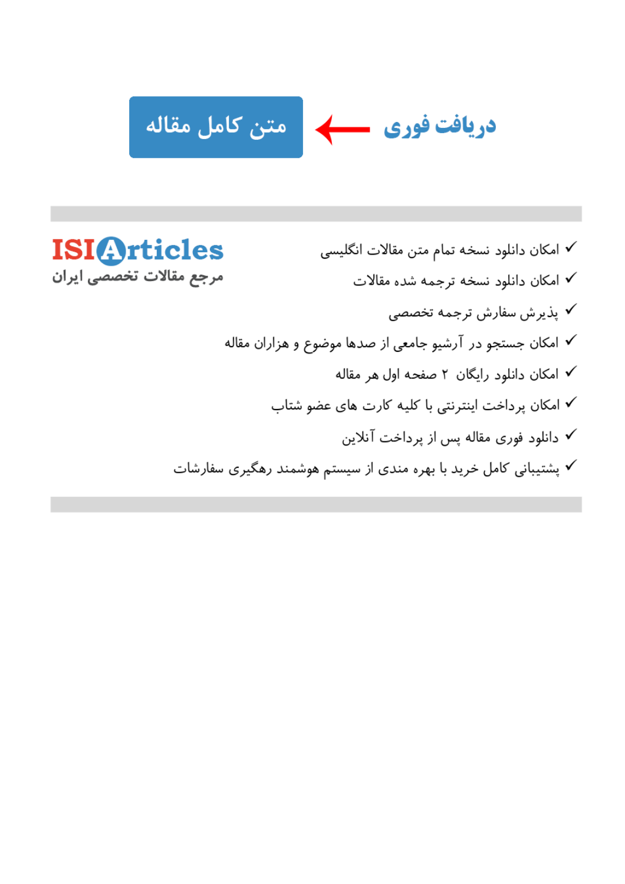دریافت فوری ← **متن کامل مقاله**

**ISIArticles**
مرجع مقالات تخصصی ایران

- ✓ امکان دانلود نسخه تمام متن مقالات انگلیسی
- ✓ امکان دانلود نسخه ترجمه شده مقالات
- ✓ پذیرش سفارش ترجمه تخصصی
- ✓ امکان جستجو در آرشیو جامعی از صدها موضوع و هزاران مقاله
- ✓ امکان دانلود رایگان ۲ صفحه اول هر مقاله
- ✓ امکان پرداخت اینترنتی با کلیه کارت های عضو شتاب
- ✓ دانلود فوری مقاله پس از پرداخت آنلاین
- ✓ پشتیبانی کامل خرید با بهره مندی از سیستم هوشمند رهگیری سفارشات